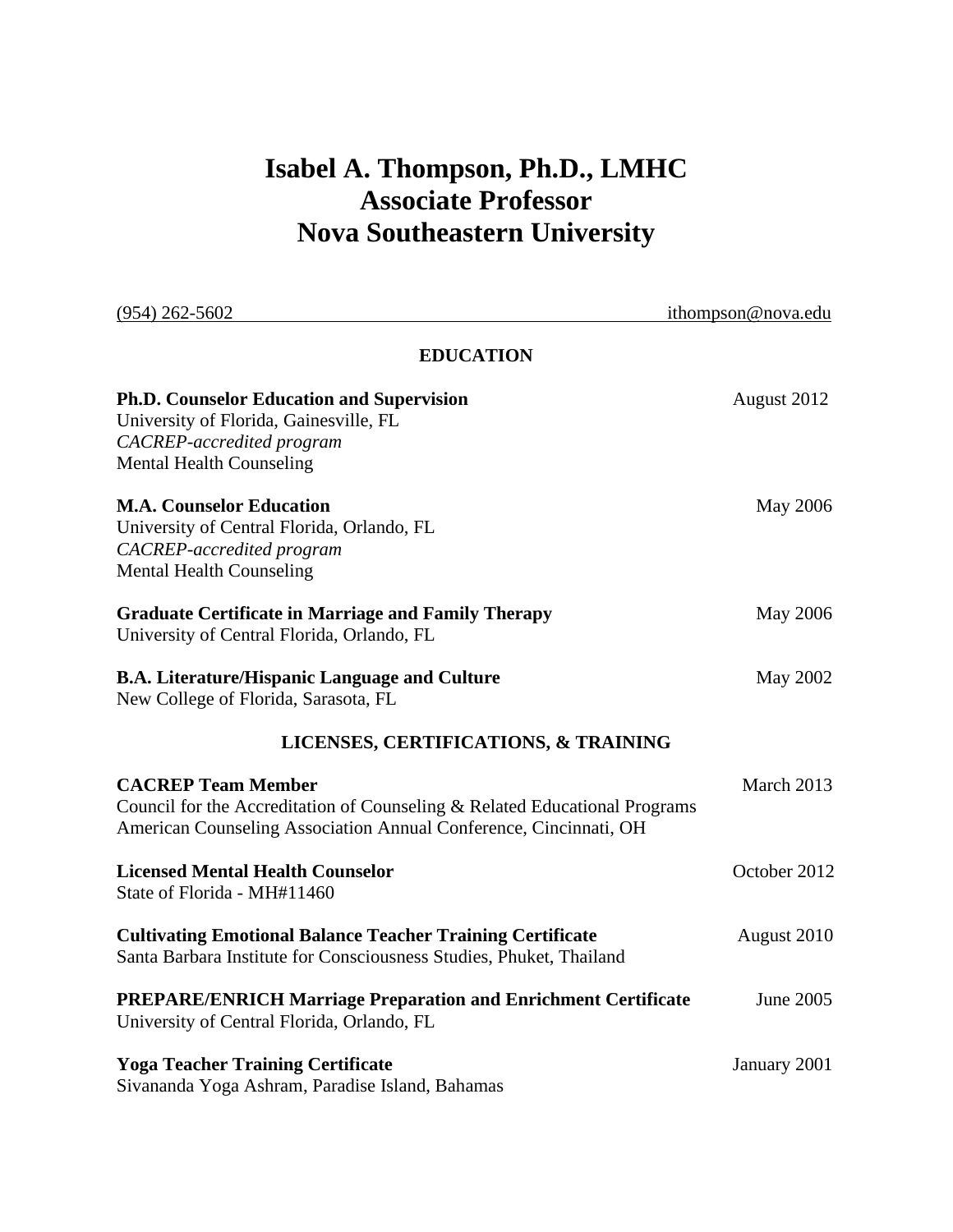# Isabel A. Thompson, Ph.D., LMHC
# Associate Professor
# Nova Southeastern University

(954) 262-5602 ithompson@nova.edu

## EDUCATION

**Ph.D. Counselor Education and Supervision** August 2012
University of Florida, Gainesville, FL
*CACREP-accredited program*
Mental Health Counseling

**M.A. Counselor Education** May 2006
University of Central Florida, Orlando, FL
*CACREP-accredited program*
Mental Health Counseling

**Graduate Certificate in Marriage and Family Therapy** May 2006
University of Central Florida, Orlando, FL

**B.A. Literature/Hispanic Language and Culture** May 2002
New College of Florida, Sarasota, FL

## LICENSES, CERTIFICATIONS, & TRAINING

**CACREP Team Member** March 2013
Council for the Accreditation of Counseling & Related Educational Programs
American Counseling Association Annual Conference, Cincinnati, OH

**Licensed Mental Health Counselor** October 2012
State of Florida - MH#11460

**Cultivating Emotional Balance Teacher Training Certificate** August 2010
Santa Barbara Institute for Consciousness Studies, Phuket, Thailand

**PREPARE/ENRICH Marriage Preparation and Enrichment Certificate** June 2005
University of Central Florida, Orlando, FL

**Yoga Teacher Training Certificate** January 2001
Sivananda Yoga Ashram, Paradise Island, Bahamas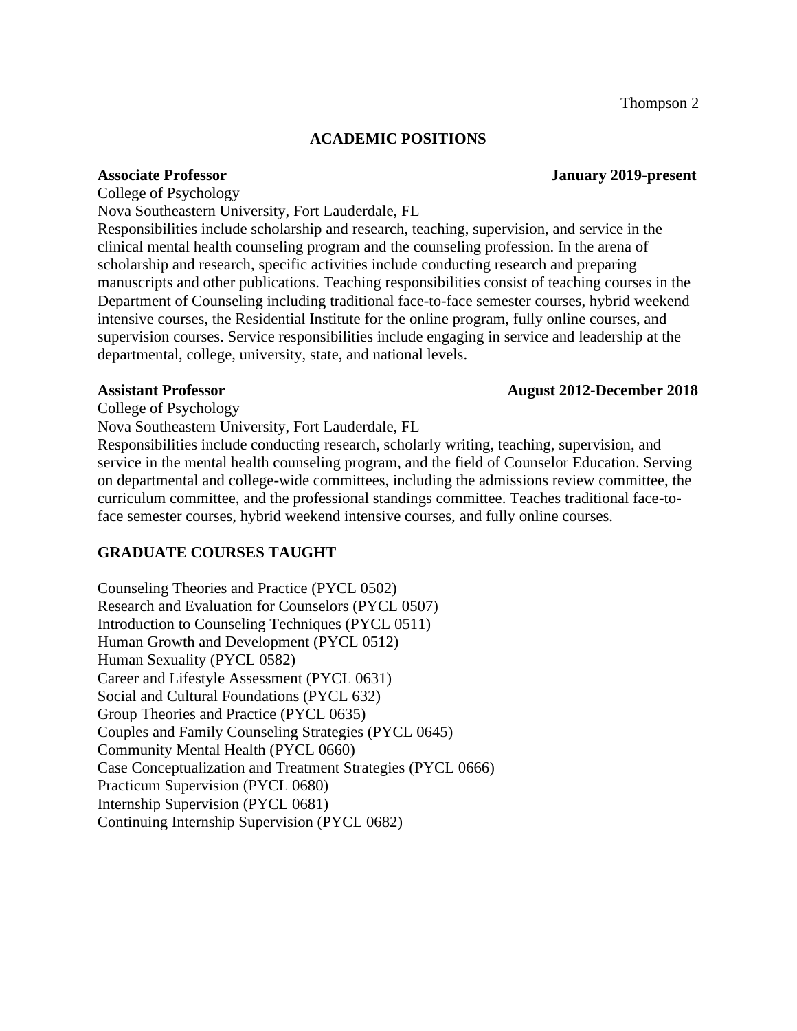## ACADEMIC POSITIONS

**Associate Professor** **January 2019-present**
College of Psychology
Nova Southeastern University, Fort Lauderdale, FL
Responsibilities include scholarship and research, teaching, supervision, and service in the clinical mental health counseling program and the counseling profession. In the arena of scholarship and research, specific activities include conducting research and preparing manuscripts and other publications. Teaching responsibilities consist of teaching courses in the Department of Counseling including traditional face-to-face semester courses, hybrid weekend intensive courses, the Residential Institute for the online program, fully online courses, and supervision courses. Service responsibilities include engaging in service and leadership at the departmental, college, university, state, and national levels.

**Assistant Professor** **August 2012-December 2018**
College of Psychology
Nova Southeastern University, Fort Lauderdale, FL
Responsibilities include conducting research, scholarly writing, teaching, supervision, and service in the mental health counseling program, and the field of Counselor Education. Serving on departmental and college-wide committees, including the admissions review committee, the curriculum committee, and the professional standings committee. Teaches traditional face-to-face semester courses, hybrid weekend intensive courses, and fully online courses.

## GRADUATE COURSES TAUGHT

Counseling Theories and Practice (PYCL 0502)
Research and Evaluation for Counselors (PYCL 0507)
Introduction to Counseling Techniques (PYCL 0511)
Human Growth and Development (PYCL 0512)
Human Sexuality (PYCL 0582)
Career and Lifestyle Assessment (PYCL 0631)
Social and Cultural Foundations (PYCL 632)
Group Theories and Practice (PYCL 0635)
Couples and Family Counseling Strategies (PYCL 0645)
Community Mental Health (PYCL 0660)
Case Conceptualization and Treatment Strategies (PYCL 0666)
Practicum Supervision (PYCL 0680)
Internship Supervision (PYCL 0681)
Continuing Internship Supervision (PYCL 0682)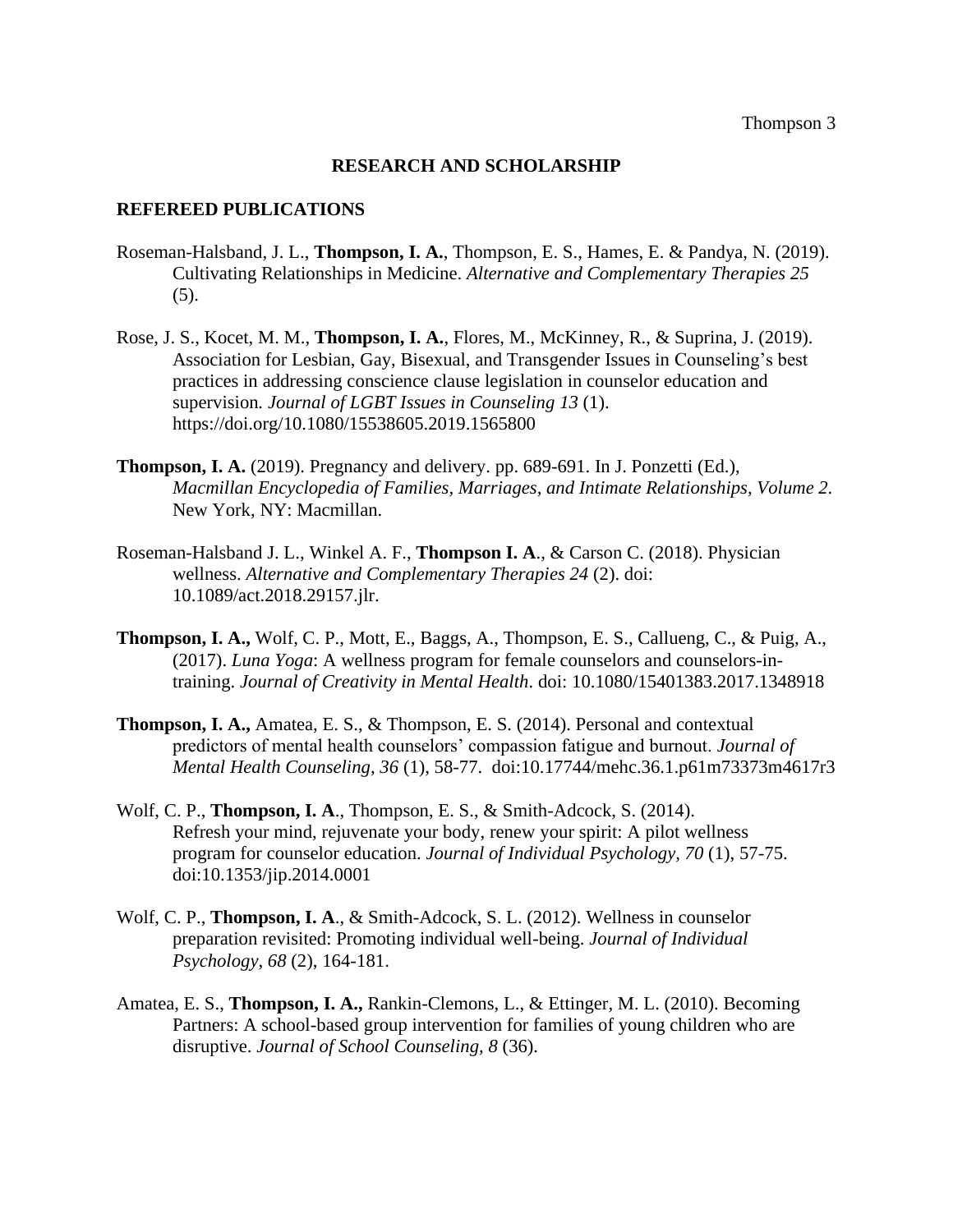## RESEARCH AND SCHOLARSHIP

### REFEREED PUBLICATIONS

Roseman-Halsband, J. L., **Thompson, I. A.**, Thompson, E. S., Hames, E. & Pandya, N. (2019). Cultivating Relationships in Medicine. *Alternative and Complementary Therapies 25* (5).

Rose, J. S., Kocet, M. M., **Thompson, I. A.**, Flores, M., McKinney, R., & Suprina, J. (2019). Association for Lesbian, Gay, Bisexual, and Transgender Issues in Counseling's best practices in addressing conscience clause legislation in counselor education and supervision*. Journal of LGBT Issues in Counseling 13* (1). https://doi.org/10.1080/15538605.2019.1565800

**Thompson, I. A.** (2019). Pregnancy and delivery. pp. 689-691. In J. Ponzetti (Ed.), *Macmillan Encyclopedia of Families, Marriages, and Intimate Relationships, Volume 2*. New York, NY: Macmillan.

Roseman-Halsband J. L., Winkel A. F., **Thompson I. A**., & Carson C. (2018). Physician wellness. *Alternative and Complementary Therapies 24* (2). doi: 10.1089/act.2018.29157.jlr.

**Thompson, I. A.,** Wolf, C. P., Mott, E., Baggs, A., Thompson, E. S., Callueng, C., & Puig, A., (2017). *Luna Yoga*: A wellness program for female counselors and counselors-in-training. *Journal of Creativity in Mental Health*. doi: 10.1080/15401383.2017.1348918

**Thompson, I. A.,** Amatea, E. S., & Thompson, E. S. (2014). Personal and contextual predictors of mental health counselors' compassion fatigue and burnout. *Journal of Mental Health Counseling, 36* (1), 58-77. doi:10.17744/mehc.36.1.p61m73373m4617r3

Wolf, C. P., **Thompson, I. A**., Thompson, E. S., & Smith-Adcock, S. (2014). Refresh your mind, rejuvenate your body, renew your spirit: A pilot wellness program for counselor education. *Journal of Individual Psychology, 70* (1), 57-75. doi:10.1353/jip.2014.0001

Wolf, C. P., **Thompson, I. A**., & Smith-Adcock, S. L. (2012). Wellness in counselor preparation revisited: Promoting individual well-being. *Journal of Individual Psychology, 68* (2), 164-181.

Amatea, E. S., **Thompson, I. A.,** Rankin-Clemons, L., & Ettinger, M. L. (2010). Becoming Partners: A school-based group intervention for families of young children who are disruptive. *Journal of School Counseling, 8* (36).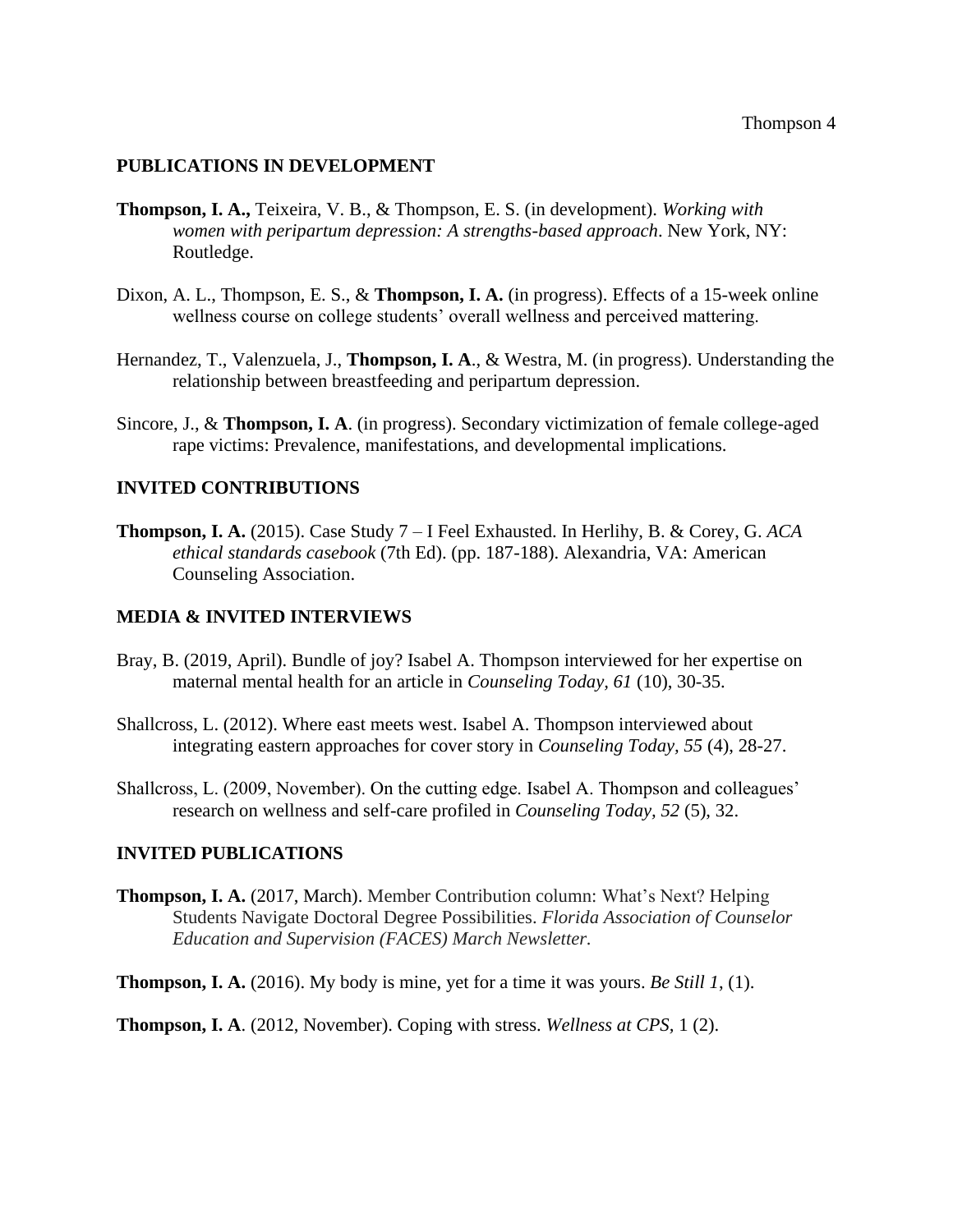## PUBLICATIONS IN DEVELOPMENT

**Thompson, I. A.,** Teixeira, V. B., & Thompson, E. S. (in development). *Working with women with peripartum depression: A strengths-based approach*. New York, NY: Routledge.

Dixon, A. L., Thompson, E. S., & **Thompson, I. A.** (in progress). Effects of a 15-week online wellness course on college students' overall wellness and perceived mattering.

Hernandez, T., Valenzuela, J., **Thompson, I. A**., & Westra, M. (in progress). Understanding the relationship between breastfeeding and peripartum depression.

Sincore, J., & **Thompson, I. A**. (in progress). Secondary victimization of female college-aged rape victims: Prevalence, manifestations, and developmental implications.

## INVITED CONTRIBUTIONS

**Thompson, I. A.** (2015). Case Study 7 – I Feel Exhausted. In Herlihy, B. & Corey, G. *ACA ethical standards casebook* (7th Ed). (pp. 187-188). Alexandria, VA: American Counseling Association.

## MEDIA & INVITED INTERVIEWS

Bray, B. (2019, April). Bundle of joy? Isabel A. Thompson interviewed for her expertise on maternal mental health for an article in *Counseling Today, 61* (10), 30-35.

Shallcross, L. (2012). Where east meets west. Isabel A. Thompson interviewed about integrating eastern approaches for cover story in *Counseling Today, 55* (4), 28-27.

Shallcross, L. (2009, November). On the cutting edge. Isabel A. Thompson and colleagues' research on wellness and self-care profiled in *Counseling Today, 52* (5), 32.

## INVITED PUBLICATIONS

**Thompson, I. A.** (2017, March). Member Contribution column: What's Next? Helping Students Navigate Doctoral Degree Possibilities. *Florida Association of Counselor Education and Supervision (FACES) March Newsletter.*

**Thompson, I. A.** (2016). My body is mine, yet for a time it was yours. *Be Still 1*, (1).

**Thompson, I. A**. (2012, November). Coping with stress. *Wellness at CPS*, 1 (2).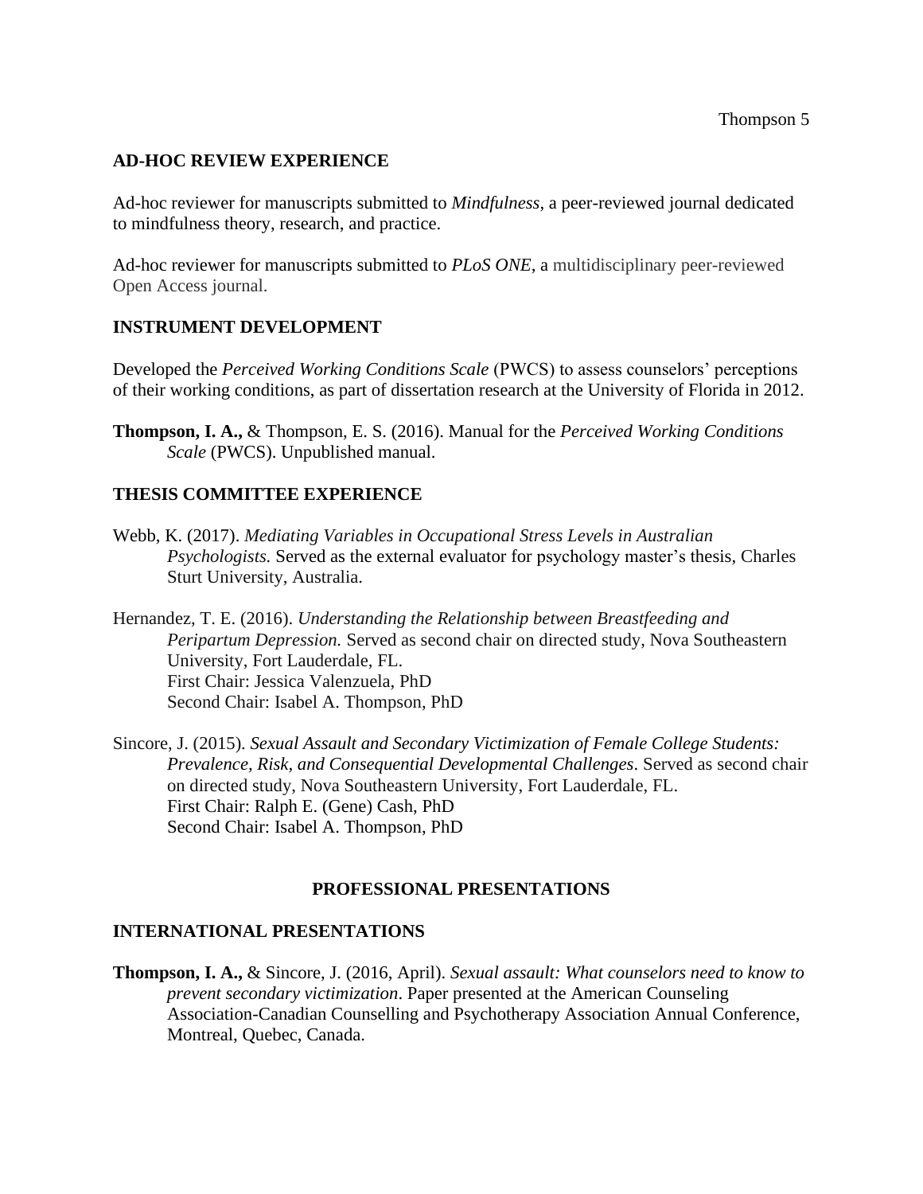## AD-HOC REVIEW EXPERIENCE

Ad-hoc reviewer for manuscripts submitted to *Mindfulness*, a peer-reviewed journal dedicated to mindfulness theory, research, and practice.

Ad-hoc reviewer for manuscripts submitted to *PLoS ONE*, a multidisciplinary peer-reviewed Open Access journal.

## INSTRUMENT DEVELOPMENT

Developed the *Perceived Working Conditions Scale* (PWCS) to assess counselors' perceptions of their working conditions, as part of dissertation research at the University of Florida in 2012.

**Thompson, I. A.,** & Thompson, E. S. (2016). Manual for the *Perceived Working Conditions Scale* (PWCS). Unpublished manual.

## THESIS COMMITTEE EXPERIENCE

Webb, K. (2017). *Mediating Variables in Occupational Stress Levels in Australian Psychologists.* Served as the external evaluator for psychology master's thesis, Charles Sturt University, Australia.

Hernandez, T. E. (2016). *Understanding the Relationship between Breastfeeding and Peripartum Depression.* Served as second chair on directed study, Nova Southeastern University, Fort Lauderdale, FL.
First Chair: Jessica Valenzuela, PhD
Second Chair: Isabel A. Thompson, PhD

Sincore, J. (2015). *Sexual Assault and Secondary Victimization of Female College Students: Prevalence, Risk, and Consequential Developmental Challenges*. Served as second chair on directed study, Nova Southeastern University, Fort Lauderdale, FL.
First Chair: Ralph E. (Gene) Cash, PhD
Second Chair: Isabel A. Thompson, PhD

# PROFESSIONAL PRESENTATIONS

## INTERNATIONAL PRESENTATIONS

**Thompson, I. A.,** & Sincore, J. (2016, April). *Sexual assault: What counselors need to know to prevent secondary victimization*. Paper presented at the American Counseling Association-Canadian Counselling and Psychotherapy Association Annual Conference, Montreal, Quebec, Canada.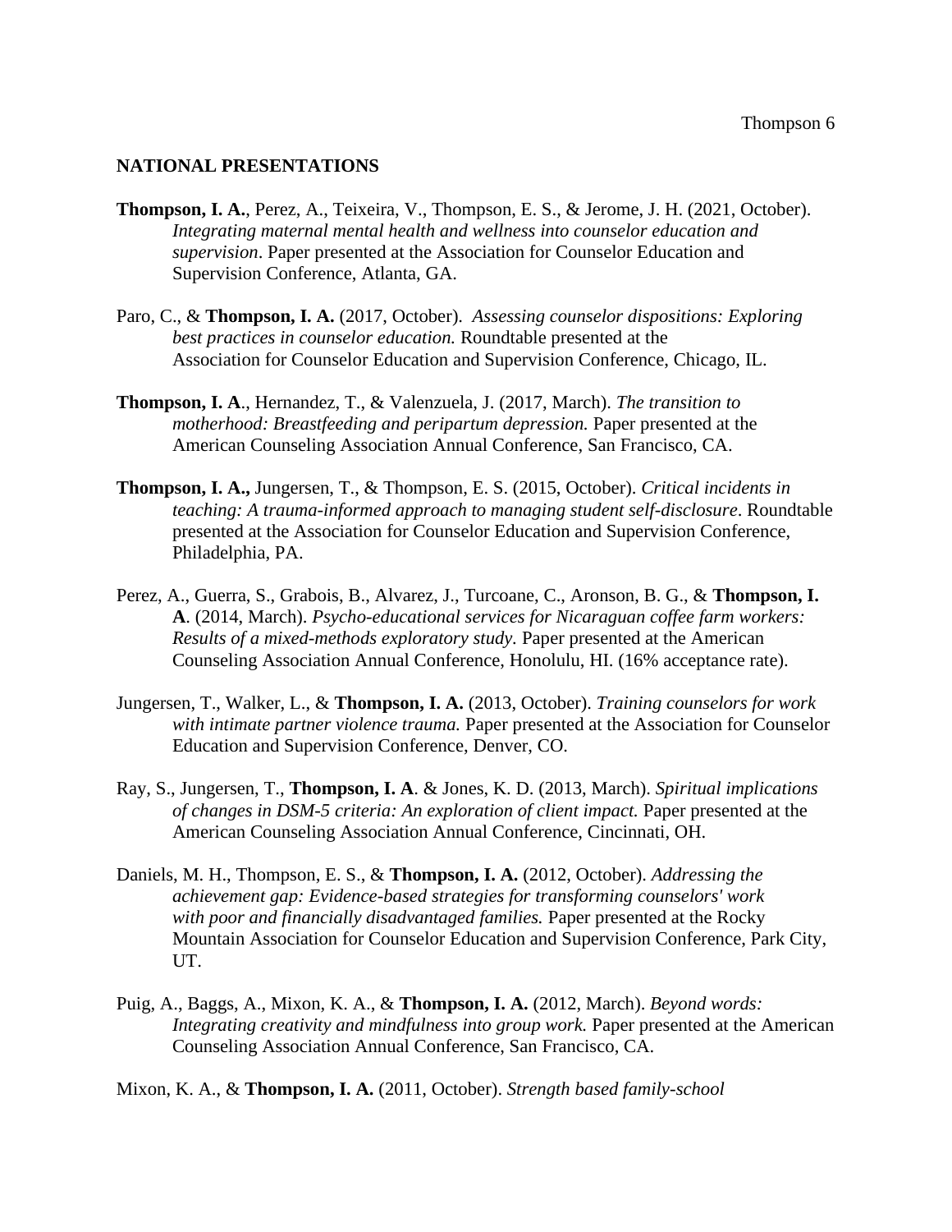## NATIONAL PRESENTATIONS

**Thompson, I. A.**, Perez, A., Teixeira, V., Thompson, E. S., & Jerome, J. H. (2021, October). *Integrating maternal mental health and wellness into counselor education and supervision*. Paper presented at the Association for Counselor Education and Supervision Conference, Atlanta, GA.

Paro, C., & **Thompson, I. A.** (2017, October). *Assessing counselor dispositions: Exploring best practices in counselor education.* Roundtable presented at the Association for Counselor Education and Supervision Conference, Chicago, IL.

**Thompson, I. A**., Hernandez, T., & Valenzuela, J. (2017, March). *The transition to motherhood: Breastfeeding and peripartum depression.* Paper presented at the American Counseling Association Annual Conference, San Francisco, CA.

**Thompson, I. A.,** Jungersen, T., & Thompson, E. S. (2015, October). *Critical incidents in teaching: A trauma-informed approach to managing student self-disclosure*. Roundtable presented at the Association for Counselor Education and Supervision Conference, Philadelphia, PA.

Perez, A., Guerra, S., Grabois, B., Alvarez, J., Turcoane, C., Aronson, B. G., & **Thompson, I. A**. (2014, March). *Psycho-educational services for Nicaraguan coffee farm workers: Results of a mixed-methods exploratory study*. Paper presented at the American Counseling Association Annual Conference, Honolulu, HI. (16% acceptance rate).

Jungersen, T., Walker, L., & **Thompson, I. A.** (2013, October). *Training counselors for work with intimate partner violence trauma.* Paper presented at the Association for Counselor Education and Supervision Conference, Denver, CO.

Ray, S., Jungersen, T., **Thompson, I. A**. & Jones, K. D. (2013, March). *Spiritual implications of changes in DSM-5 criteria: An exploration of client impact.* Paper presented at the American Counseling Association Annual Conference, Cincinnati, OH.

Daniels, M. H., Thompson, E. S., & **Thompson, I. A.** (2012, October). *Addressing the achievement gap: Evidence-based strategies for transforming counselors' work with poor and financially disadvantaged families.* Paper presented at the Rocky Mountain Association for Counselor Education and Supervision Conference, Park City, UT.

Puig, A., Baggs, A., Mixon, K. A., & **Thompson, I. A.** (2012, March). *Beyond words: Integrating creativity and mindfulness into group work.* Paper presented at the American Counseling Association Annual Conference, San Francisco, CA.

Mixon, K. A., & **Thompson, I. A.** (2011, October). *Strength based family-school*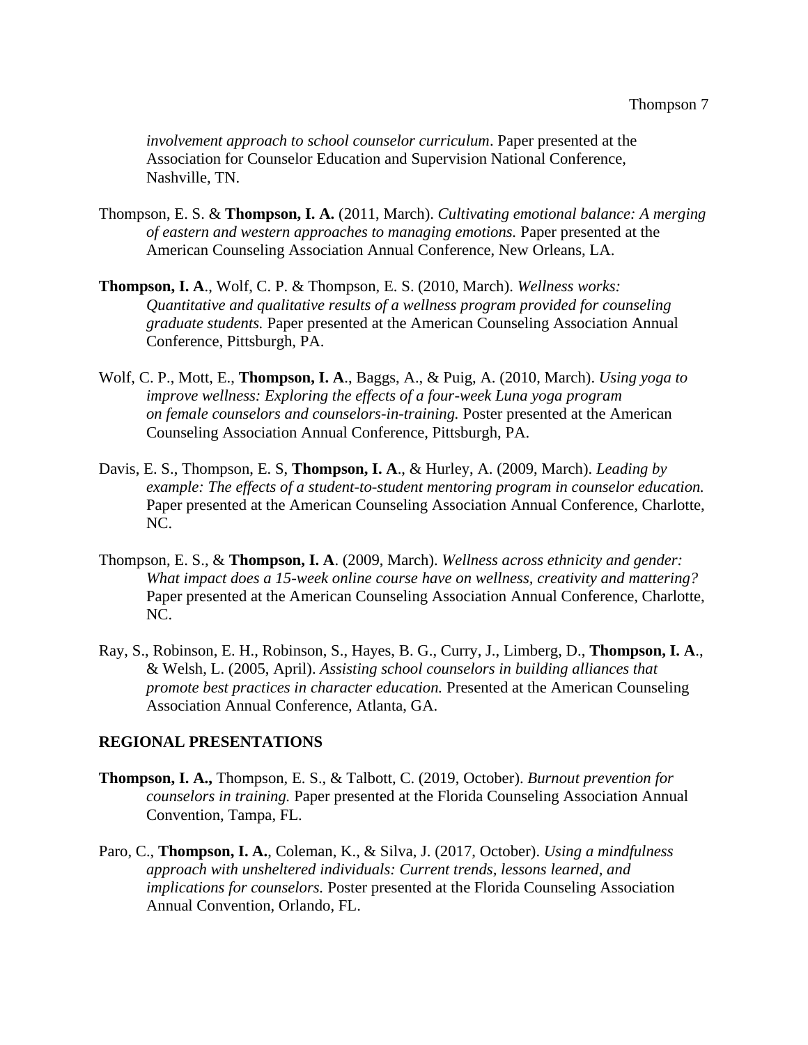*involvement approach to school counselor curriculum*. Paper presented at the Association for Counselor Education and Supervision National Conference, Nashville, TN.

Thompson, E. S. & **Thompson, I. A.** (2011, March). *Cultivating emotional balance: A merging of eastern and western approaches to managing emotions.* Paper presented at the American Counseling Association Annual Conference, New Orleans, LA.

**Thompson, I. A**., Wolf, C. P. & Thompson, E. S. (2010, March). *Wellness works: Quantitative and qualitative results of a wellness program provided for counseling graduate students.* Paper presented at the American Counseling Association Annual Conference, Pittsburgh, PA.

Wolf, C. P., Mott, E., **Thompson, I. A**., Baggs, A., & Puig, A. (2010, March). *Using yoga to improve wellness: Exploring the effects of a four-week Luna yoga program on female counselors and counselors-in-training.* Poster presented at the American Counseling Association Annual Conference, Pittsburgh, PA.

Davis, E. S., Thompson, E. S, **Thompson, I. A**., & Hurley, A. (2009, March). *Leading by example: The effects of a student-to-student mentoring program in counselor education.* Paper presented at the American Counseling Association Annual Conference, Charlotte, NC.

Thompson, E. S., & **Thompson, I. A**. (2009, March). *Wellness across ethnicity and gender: What impact does a 15-week online course have on wellness, creativity and mattering?* Paper presented at the American Counseling Association Annual Conference, Charlotte, NC.

Ray, S., Robinson, E. H., Robinson, S., Hayes, B. G., Curry, J., Limberg, D., **Thompson, I. A**., & Welsh, L. (2005, April). *Assisting school counselors in building alliances that promote best practices in character education.* Presented at the American Counseling Association Annual Conference, Atlanta, GA.

**REGIONAL PRESENTATIONS**

**Thompson, I. A.,** Thompson, E. S., & Talbott, C. (2019, October). *Burnout prevention for counselors in training.* Paper presented at the Florida Counseling Association Annual Convention, Tampa, FL.

Paro, C., **Thompson, I. A.**, Coleman, K., & Silva, J. (2017, October). *Using a mindfulness approach with unsheltered individuals: Current trends, lessons learned, and implications for counselors.* Poster presented at the Florida Counseling Association Annual Convention, Orlando, FL.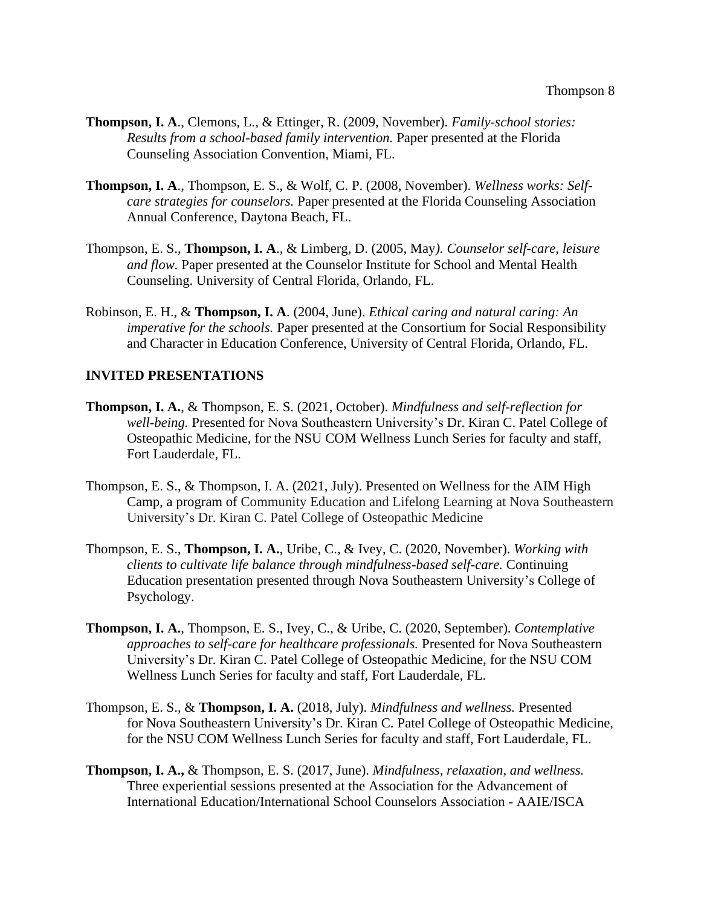**Thompson, I. A**., Clemons, L., & Ettinger, R. (2009, November). *Family-school stories: Results from a school-based family intervention.* Paper presented at the Florida Counseling Association Convention, Miami, FL.

**Thompson, I. A**., Thompson, E. S., & Wolf, C. P. (2008, November). *Wellness works: Self-care strategies for counselors.* Paper presented at the Florida Counseling Association Annual Conference, Daytona Beach, FL.

Thompson, E. S., **Thompson, I. A**., & Limberg, D. (2005, May*). Counselor self-care, leisure and flow.* Paper presented at the Counselor Institute for School and Mental Health Counseling. University of Central Florida, Orlando, FL.

Robinson, E. H., & **Thompson, I. A**. (2004, June). *Ethical caring and natural caring: An imperative for the schools.* Paper presented at the Consortium for Social Responsibility and Character in Education Conference, University of Central Florida, Orlando, FL.

## INVITED PRESENTATIONS

**Thompson, I. A.**, & Thompson, E. S. (2021, October). *Mindfulness and self-reflection for well-being.* Presented for Nova Southeastern University's Dr. Kiran C. Patel College of Osteopathic Medicine, for the NSU COM Wellness Lunch Series for faculty and staff, Fort Lauderdale, FL.

Thompson, E. S., & Thompson, I. A. (2021, July). Presented on Wellness for the AIM High Camp, a program of Community Education and Lifelong Learning at Nova Southeastern University's Dr. Kiran C. Patel College of Osteopathic Medicine

Thompson, E. S., **Thompson, I. A.**, Uribe, C., & Ivey, C. (2020, November). *Working with clients to cultivate life balance through mindfulness-based self-care.* Continuing Education presentation presented through Nova Southeastern University's College of Psychology.

**Thompson, I. A.**, Thompson, E. S., Ivey, C., & Uribe, C. (2020, September). *Contemplative approaches to self-care for healthcare professionals.* Presented for Nova Southeastern University's Dr. Kiran C. Patel College of Osteopathic Medicine, for the NSU COM Wellness Lunch Series for faculty and staff, Fort Lauderdale, FL.

Thompson, E. S., & **Thompson, I. A.** (2018, July). *Mindfulness and wellness.* Presented for Nova Southeastern University's Dr. Kiran C. Patel College of Osteopathic Medicine, for the NSU COM Wellness Lunch Series for faculty and staff, Fort Lauderdale, FL.

**Thompson, I. A.,** & Thompson, E. S. (2017, June). *Mindfulness, relaxation, and wellness.* Three experiential sessions presented at the Association for the Advancement of International Education/International School Counselors Association - AAIE/ISCA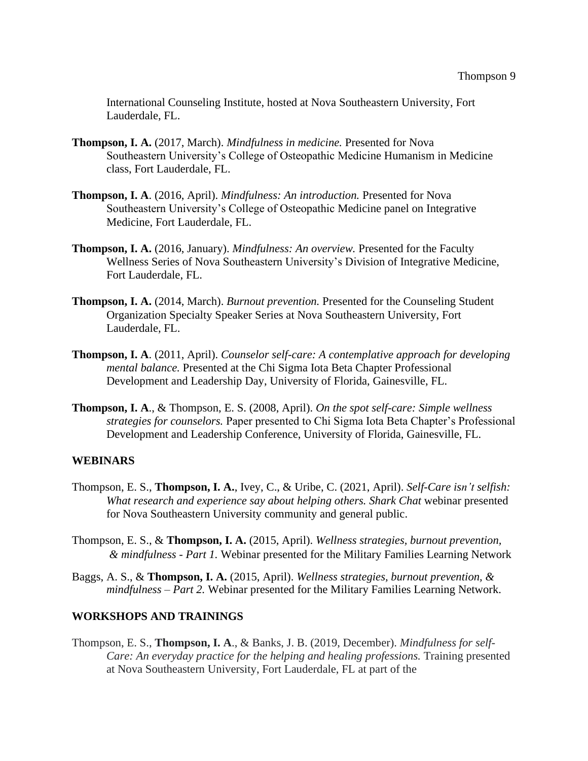International Counseling Institute, hosted at Nova Southeastern University, Fort Lauderdale, FL.

**Thompson, I. A.** (2017, March). *Mindfulness in medicine.* Presented for Nova Southeastern University's College of Osteopathic Medicine Humanism in Medicine class, Fort Lauderdale, FL.

**Thompson, I. A**. (2016, April). *Mindfulness: An introduction.* Presented for Nova Southeastern University's College of Osteopathic Medicine panel on Integrative Medicine, Fort Lauderdale, FL.

**Thompson, I. A.** (2016, January). *Mindfulness: An overview.* Presented for the Faculty Wellness Series of Nova Southeastern University's Division of Integrative Medicine, Fort Lauderdale, FL.

**Thompson, I. A.** (2014, March). *Burnout prevention.* Presented for the Counseling Student Organization Specialty Speaker Series at Nova Southeastern University, Fort Lauderdale, FL.

**Thompson, I. A**. (2011, April). *Counselor self-care: A contemplative approach for developing mental balance.* Presented at the Chi Sigma Iota Beta Chapter Professional Development and Leadership Day, University of Florida, Gainesville, FL.

**Thompson, I. A**., & Thompson, E. S. (2008, April). *On the spot self-care: Simple wellness strategies for counselors.* Paper presented to Chi Sigma Iota Beta Chapter's Professional Development and Leadership Conference, University of Florida, Gainesville, FL.

## WEBINARS

Thompson, E. S., **Thompson, I. A.**, Ivey, C., & Uribe, C. (2021, April). *Self-Care isn't selfish: What research and experience say about helping others. Shark Chat* webinar presented for Nova Southeastern University community and general public.

Thompson, E. S., & **Thompson, I. A.** (2015, April). *Wellness strategies, burnout prevention, & mindfulness - Part 1.* Webinar presented for the Military Families Learning Network

Baggs, A. S., & **Thompson, I. A.** (2015, April). *Wellness strategies, burnout prevention, & mindfulness – Part 2.* Webinar presented for the Military Families Learning Network.

## WORKSHOPS AND TRAININGS

Thompson, E. S., **Thompson, I. A**., & Banks, J. B. (2019, December). *Mindfulness for self-Care: An everyday practice for the helping and healing professions.* Training presented at Nova Southeastern University, Fort Lauderdale, FL at part of the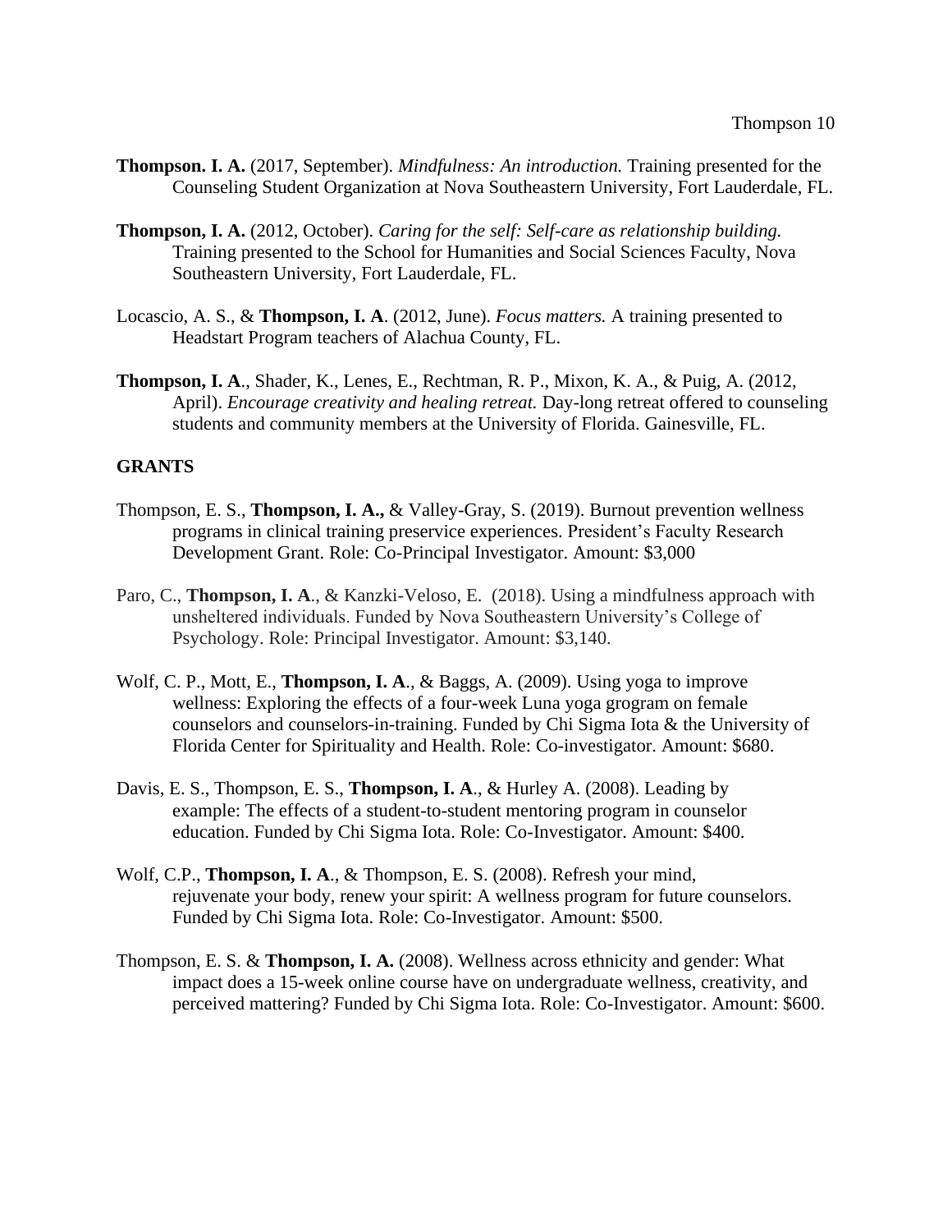**Thompson. I. A.** (2017, September). *Mindfulness: An introduction.* Training presented for the Counseling Student Organization at Nova Southeastern University, Fort Lauderdale, FL.

**Thompson, I. A.** (2012, October). *Caring for the self: Self-care as relationship building.* Training presented to the School for Humanities and Social Sciences Faculty, Nova Southeastern University, Fort Lauderdale, FL.

Locascio, A. S., & **Thompson, I. A**. (2012, June). *Focus matters.* A training presented to Headstart Program teachers of Alachua County, FL.

**Thompson, I. A**., Shader, K., Lenes, E., Rechtman, R. P., Mixon, K. A., & Puig, A. (2012, April). *Encourage creativity and healing retreat.* Day-long retreat offered to counseling students and community members at the University of Florida. Gainesville, FL.

## GRANTS

Thompson, E. S., **Thompson, I. A.,** & Valley-Gray, S. (2019). Burnout prevention wellness programs in clinical training preservice experiences. President's Faculty Research Development Grant. Role: Co-Principal Investigator. Amount: $3,000

Paro, C., **Thompson, I. A**., & Kanzki-Veloso, E. (2018). Using a mindfulness approach with unsheltered individuals. Funded by Nova Southeastern University's College of Psychology. Role: Principal Investigator. Amount: $3,140.

Wolf, C. P., Mott, E., **Thompson, I. A**., & Baggs, A. (2009). Using yoga to improve wellness: Exploring the effects of a four-week Luna yoga grogram on female counselors and counselors-in-training. Funded by Chi Sigma Iota & the University of Florida Center for Spirituality and Health. Role: Co-investigator. Amount: $680.

Davis, E. S., Thompson, E. S., **Thompson, I. A**., & Hurley A. (2008). Leading by example: The effects of a student-to-student mentoring program in counselor education. Funded by Chi Sigma Iota. Role: Co-Investigator. Amount: $400.

Wolf, C.P., **Thompson, I. A**., & Thompson, E. S. (2008). Refresh your mind, rejuvenate your body, renew your spirit: A wellness program for future counselors. Funded by Chi Sigma Iota. Role: Co-Investigator. Amount: $500.

Thompson, E. S. & **Thompson, I. A.** (2008). Wellness across ethnicity and gender: What impact does a 15-week online course have on undergraduate wellness, creativity, and perceived mattering? Funded by Chi Sigma Iota. Role: Co-Investigator. Amount: $600.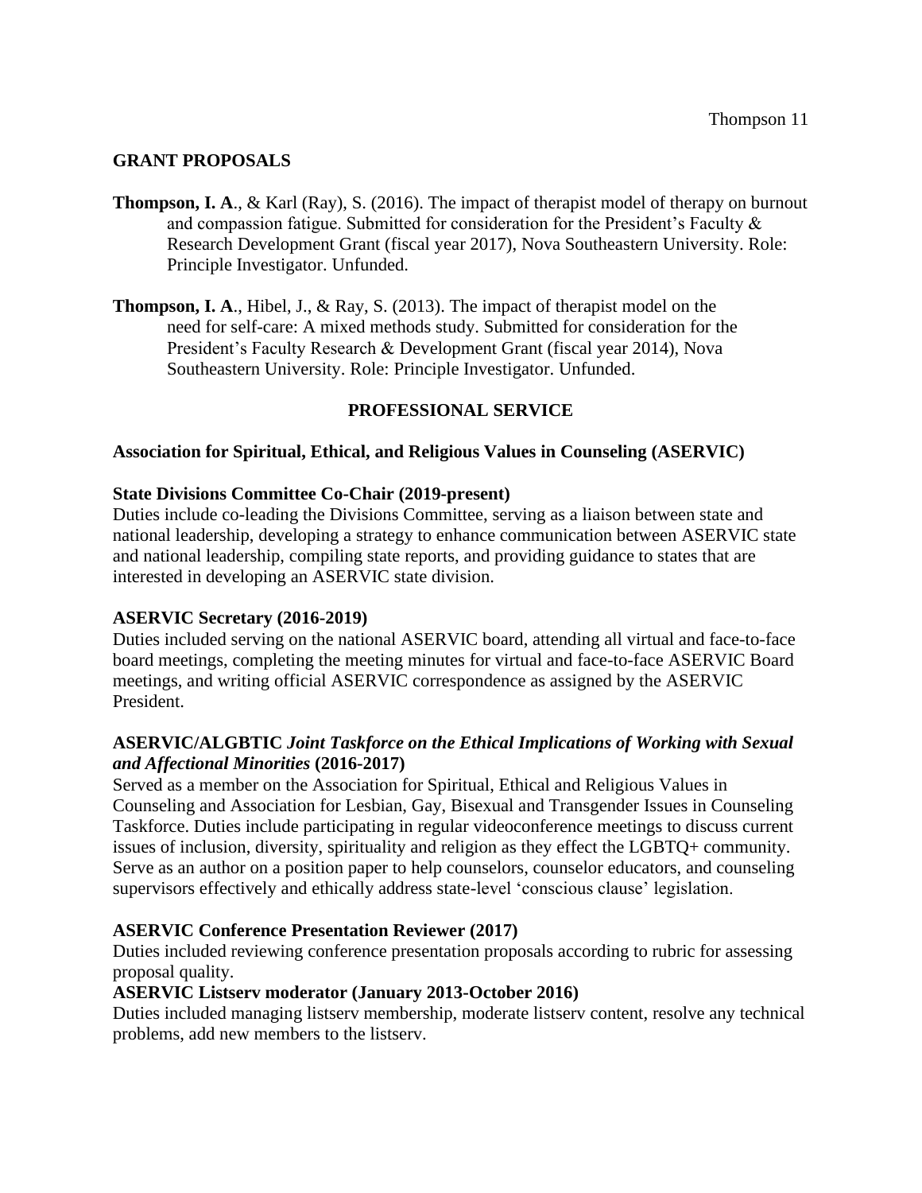## GRANT PROPOSALS

**Thompson, I. A**., & Karl (Ray), S. (2016). The impact of therapist model of therapy on burnout and compassion fatigue. Submitted for consideration for the President's Faculty & Research Development Grant (fiscal year 2017), Nova Southeastern University. Role: Principle Investigator. Unfunded.

**Thompson, I. A**., Hibel, J., & Ray, S. (2013). The impact of therapist model on the need for self-care: A mixed methods study. Submitted for consideration for the President's Faculty Research & Development Grant (fiscal year 2014), Nova Southeastern University. Role: Principle Investigator. Unfunded.

## PROFESSIONAL SERVICE

### Association for Spiritual, Ethical, and Religious Values in Counseling (ASERVIC)

**State Divisions Committee Co-Chair (2019-present)**

Duties include co-leading the Divisions Committee, serving as a liaison between state and national leadership, developing a strategy to enhance communication between ASERVIC state and national leadership, compiling state reports, and providing guidance to states that are interested in developing an ASERVIC state division.

**ASERVIC Secretary (2016-2019)**

Duties included serving on the national ASERVIC board, attending all virtual and face-to-face board meetings, completing the meeting minutes for virtual and face-to-face ASERVIC Board meetings, and writing official ASERVIC correspondence as assigned by the ASERVIC President.

**ASERVIC/ALGBTIC *Joint Taskforce on the Ethical Implications of Working with Sexual and Affectional Minorities* (2016-2017)**

Served as a member on the Association for Spiritual, Ethical and Religious Values in Counseling and Association for Lesbian, Gay, Bisexual and Transgender Issues in Counseling Taskforce. Duties include participating in regular videoconference meetings to discuss current issues of inclusion, diversity, spirituality and religion as they effect the LGBTQ+ community. Serve as an author on a position paper to help counselors, counselor educators, and counseling supervisors effectively and ethically address state-level 'conscious clause' legislation.

**ASERVIC Conference Presentation Reviewer (2017)**

Duties included reviewing conference presentation proposals according to rubric for assessing proposal quality.

**ASERVIC Listserv moderator (January 2013-October 2016)**

Duties included managing listserv membership, moderate listserv content, resolve any technical problems, add new members to the listserv.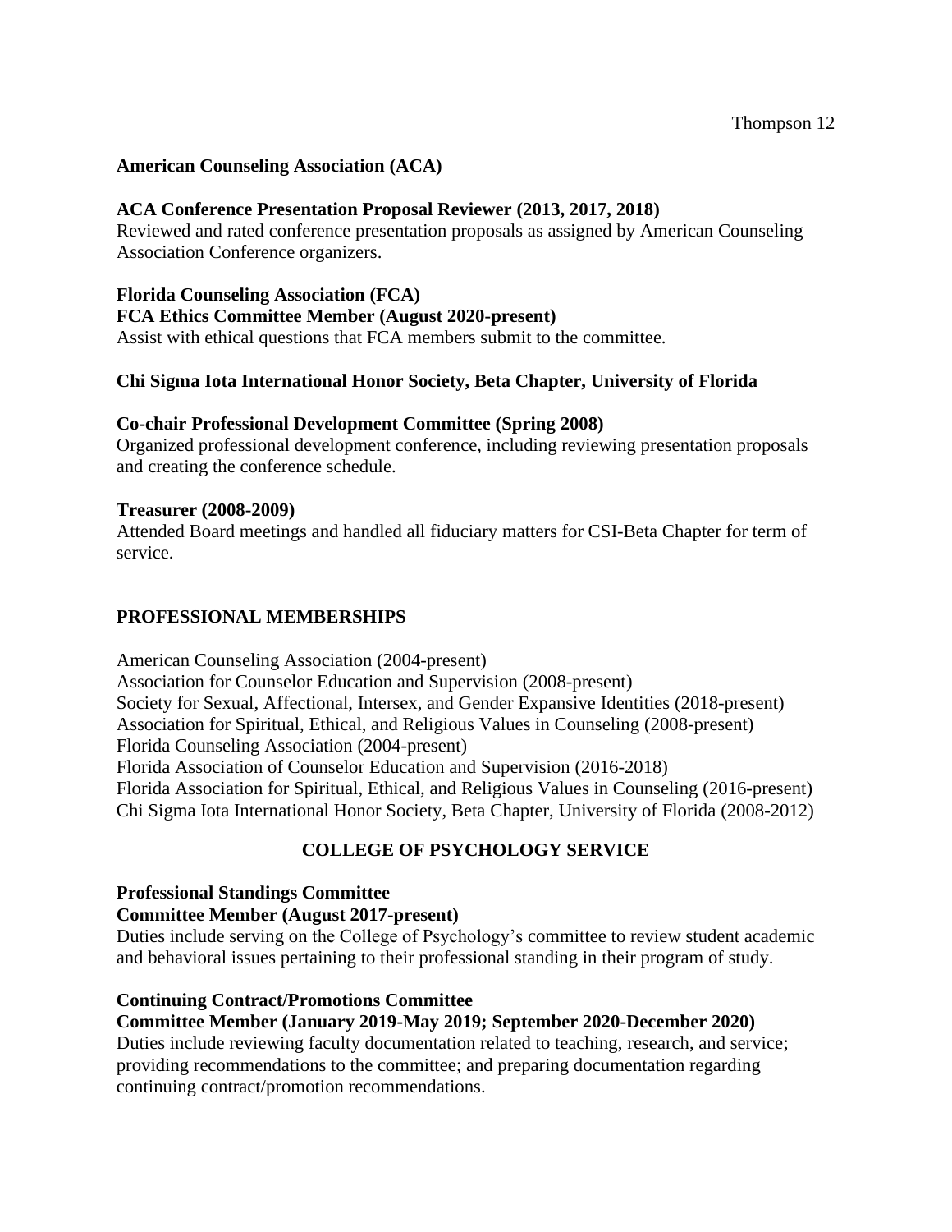**American Counseling Association (ACA)**

**ACA Conference Presentation Proposal Reviewer (2013, 2017, 2018)**
Reviewed and rated conference presentation proposals as assigned by American Counseling Association Conference organizers.

**Florida Counseling Association (FCA)**
**FCA Ethics Committee Member (August 2020-present)**
Assist with ethical questions that FCA members submit to the committee.

**Chi Sigma Iota International Honor Society, Beta Chapter, University of Florida**

**Co-chair Professional Development Committee (Spring 2008)**
Organized professional development conference, including reviewing presentation proposals and creating the conference schedule.

**Treasurer (2008-2009)**
Attended Board meetings and handled all fiduciary matters for CSI-Beta Chapter for term of service.

## PROFESSIONAL MEMBERSHIPS

American Counseling Association (2004-present)
Association for Counselor Education and Supervision (2008-present)
Society for Sexual, Affectional, Intersex, and Gender Expansive Identities (2018-present)
Association for Spiritual, Ethical, and Religious Values in Counseling (2008-present)
Florida Counseling Association (2004-present)
Florida Association of Counselor Education and Supervision (2016-2018)
Florida Association for Spiritual, Ethical, and Religious Values in Counseling (2016-present)
Chi Sigma Iota International Honor Society, Beta Chapter, University of Florida (2008-2012)

## COLLEGE OF PSYCHOLOGY SERVICE

**Professional Standings Committee**
**Committee Member (August 2017-present)**
Duties include serving on the College of Psychology's committee to review student academic and behavioral issues pertaining to their professional standing in their program of study.

**Continuing Contract/Promotions Committee**
**Committee Member (January 2019-May 2019; September 2020-December 2020)**
Duties include reviewing faculty documentation related to teaching, research, and service; providing recommendations to the committee; and preparing documentation regarding continuing contract/promotion recommendations.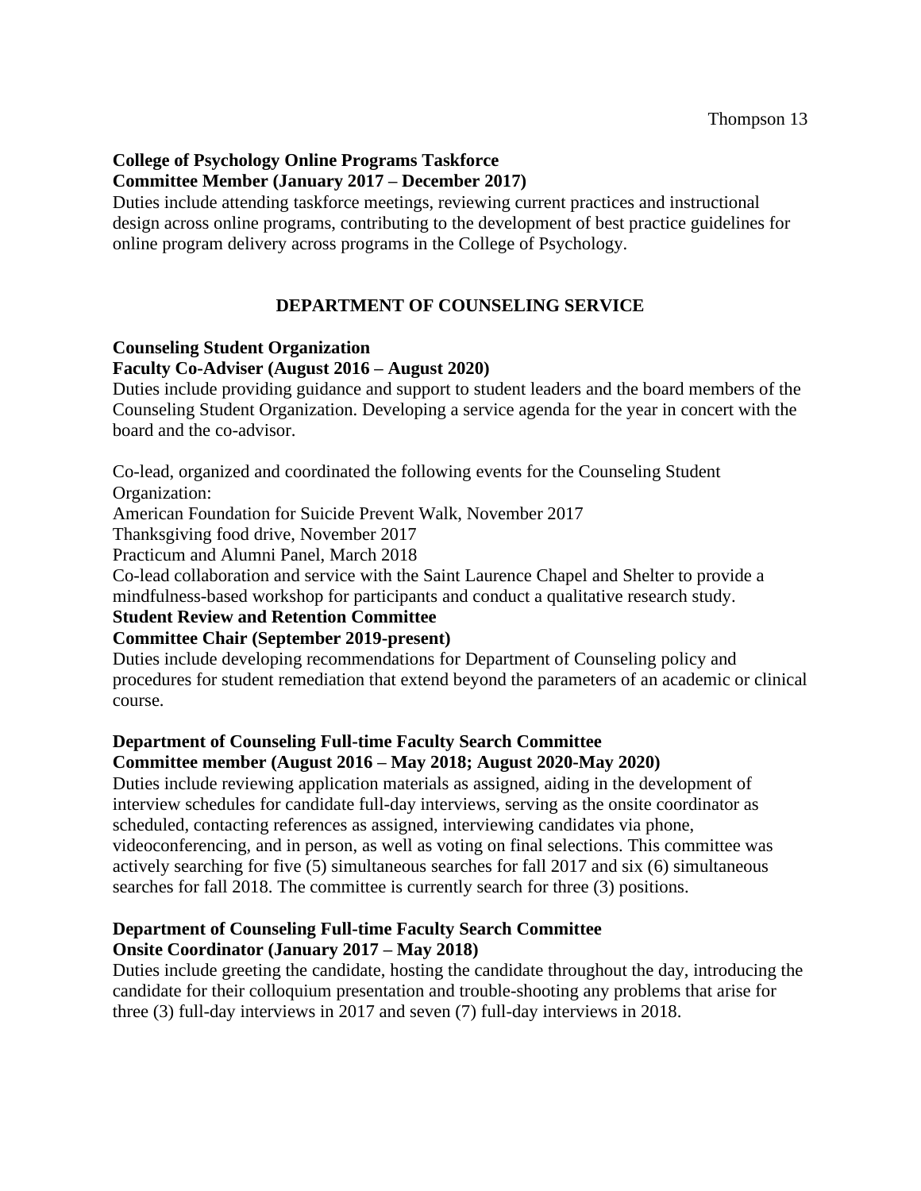**College of Psychology Online Programs Taskforce**
**Committee Member (January 2017 – December 2017)**
Duties include attending taskforce meetings, reviewing current practices and instructional design across online programs, contributing to the development of best practice guidelines for online program delivery across programs in the College of Psychology.

## DEPARTMENT OF COUNSELING SERVICE

**Counseling Student Organization**
**Faculty Co-Adviser (August 2016 – August 2020)**
Duties include providing guidance and support to student leaders and the board members of the Counseling Student Organization. Developing a service agenda for the year in concert with the board and the co-advisor.

Co-lead, organized and coordinated the following events for the Counseling Student Organization:
American Foundation for Suicide Prevent Walk, November 2017
Thanksgiving food drive, November 2017
Practicum and Alumni Panel, March 2018
Co-lead collaboration and service with the Saint Laurence Chapel and Shelter to provide a mindfulness-based workshop for participants and conduct a qualitative research study.

**Student Review and Retention Committee**
**Committee Chair (September 2019-present)**
Duties include developing recommendations for Department of Counseling policy and procedures for student remediation that extend beyond the parameters of an academic or clinical course.

**Department of Counseling Full-time Faculty Search Committee**
**Committee member (August 2016 – May 2018; August 2020-May 2020)**
Duties include reviewing application materials as assigned, aiding in the development of interview schedules for candidate full-day interviews, serving as the onsite coordinator as scheduled, contacting references as assigned, interviewing candidates via phone, videoconferencing, and in person, as well as voting on final selections. This committee was actively searching for five (5) simultaneous searches for fall 2017 and six (6) simultaneous searches for fall 2018. The committee is currently search for three (3) positions.

**Department of Counseling Full-time Faculty Search Committee**
**Onsite Coordinator (January 2017 – May 2018)**
Duties include greeting the candidate, hosting the candidate throughout the day, introducing the candidate for their colloquium presentation and trouble-shooting any problems that arise for three (3) full-day interviews in 2017 and seven (7) full-day interviews in 2018.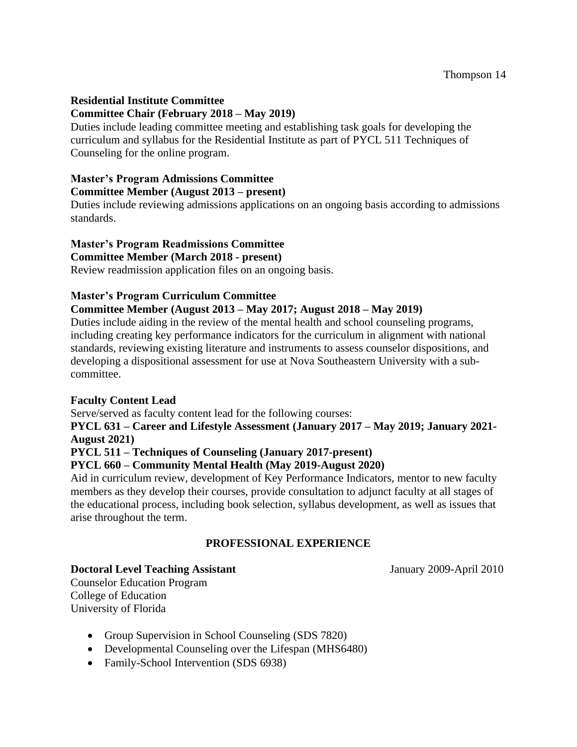**Residential Institute Committee**
**Committee Chair (February 2018 – May 2019)**
Duties include leading committee meeting and establishing task goals for developing the curriculum and syllabus for the Residential Institute as part of PYCL 511 Techniques of Counseling for the online program.

**Master's Program Admissions Committee**
**Committee Member (August 2013 – present)**
Duties include reviewing admissions applications on an ongoing basis according to admissions standards.

**Master's Program Readmissions Committee**
**Committee Member (March 2018 - present)**
Review readmission application files on an ongoing basis.

**Master's Program Curriculum Committee**
**Committee Member (August 2013 – May 2017; August 2018 – May 2019)**
Duties include aiding in the review of the mental health and school counseling programs, including creating key performance indicators for the curriculum in alignment with national standards, reviewing existing literature and instruments to assess counselor dispositions, and developing a dispositional assessment for use at Nova Southeastern University with a sub-committee.

**Faculty Content Lead**
Serve/served as faculty content lead for the following courses:
**PYCL 631 – Career and Lifestyle Assessment (January 2017 – May 2019; January 2021-August 2021)**
**PYCL 511 – Techniques of Counseling (January 2017-present)**
**PYCL 660 – Community Mental Health (May 2019-August 2020)**
Aid in curriculum review, development of Key Performance Indicators, mentor to new faculty members as they develop their courses, provide consultation to adjunct faculty at all stages of the educational process, including book selection, syllabus development, as well as issues that arise throughout the term.

## PROFESSIONAL EXPERIENCE

**Doctoral Level Teaching Assistant** January 2009-April 2010
Counselor Education Program
College of Education
University of Florida

- Group Supervision in School Counseling (SDS 7820)
- Developmental Counseling over the Lifespan (MHS6480)
- Family-School Intervention (SDS 6938)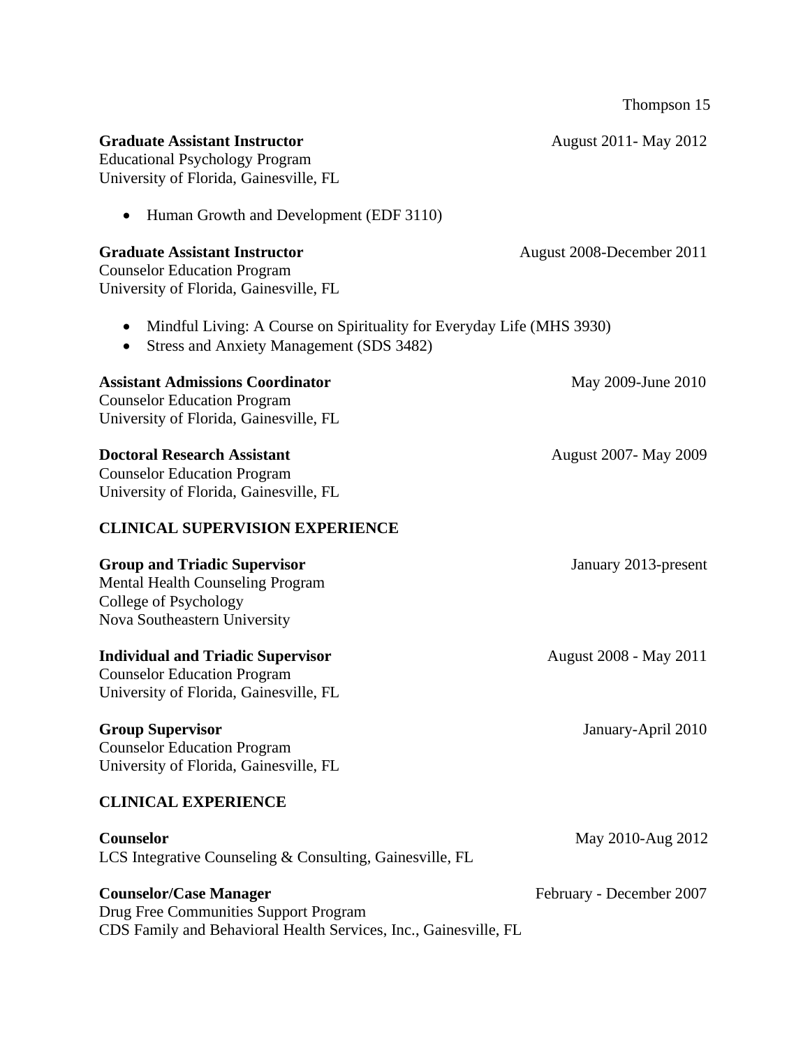**Graduate Assistant Instructor** August 2011- May 2012
Educational Psychology Program
University of Florida, Gainesville, FL

- Human Growth and Development (EDF 3110)

**Graduate Assistant Instructor** August 2008-December 2011
Counselor Education Program
University of Florida, Gainesville, FL

- Mindful Living: A Course on Spirituality for Everyday Life (MHS 3930)
- Stress and Anxiety Management (SDS 3482)

**Assistant Admissions Coordinator** May 2009-June 2010
Counselor Education Program
University of Florida, Gainesville, FL

**Doctoral Research Assistant** August 2007- May 2009
Counselor Education Program
University of Florida, Gainesville, FL

## CLINICAL SUPERVISION EXPERIENCE

**Group and Triadic Supervisor** January 2013-present
Mental Health Counseling Program
College of Psychology
Nova Southeastern University

**Individual and Triadic Supervisor** August 2008 - May 2011
Counselor Education Program
University of Florida, Gainesville, FL

**Group Supervisor** January-April 2010
Counselor Education Program
University of Florida, Gainesville, FL

## CLINICAL EXPERIENCE

**Counselor** May 2010-Aug 2012
LCS Integrative Counseling & Consulting, Gainesville, FL

**Counselor/Case Manager** February - December 2007
Drug Free Communities Support Program
CDS Family and Behavioral Health Services, Inc., Gainesville, FL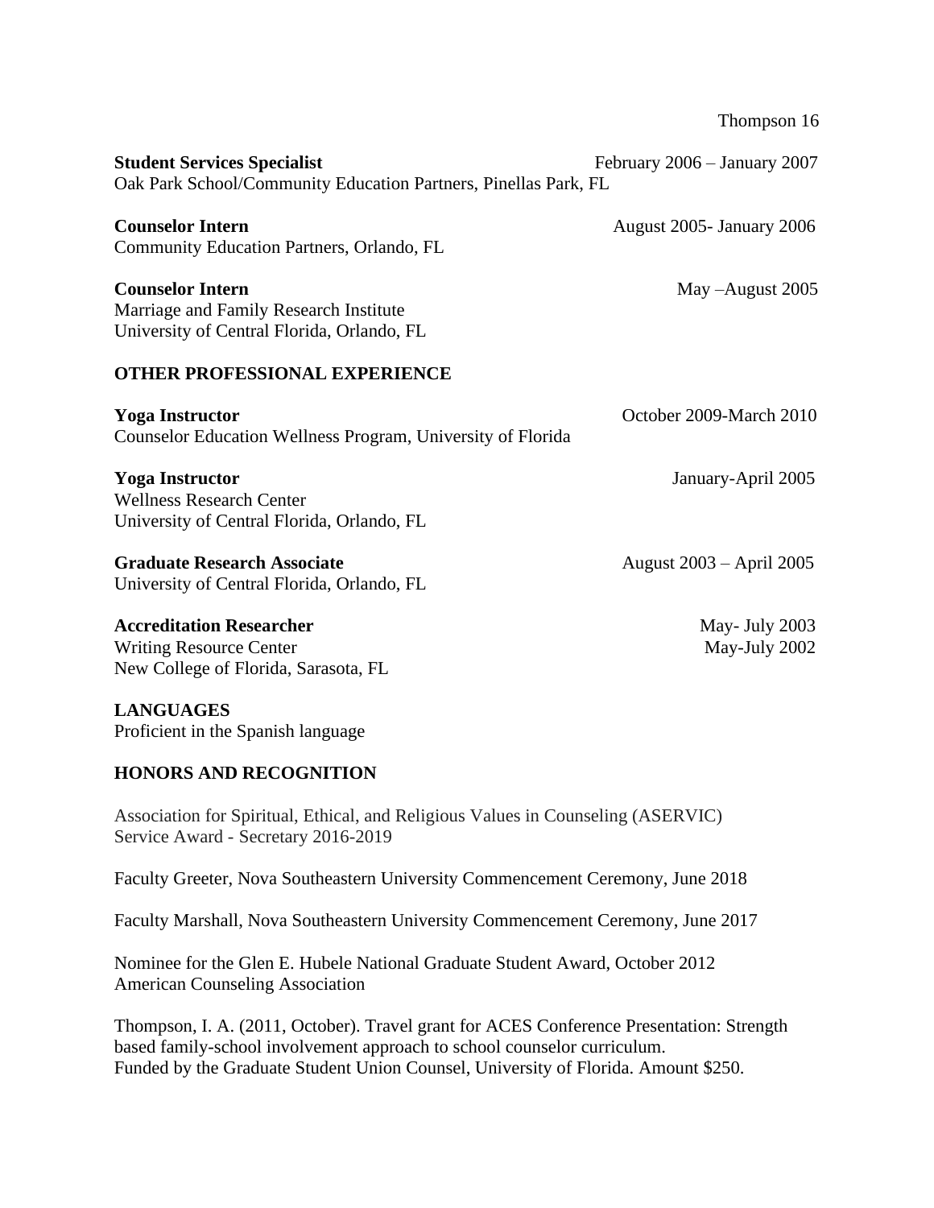**Student Services Specialist** February 2006 – January 2007
Oak Park School/Community Education Partners, Pinellas Park, FL

**Counselor Intern** August 2005- January 2006
Community Education Partners, Orlando, FL

**Counselor Intern** May –August 2005
Marriage and Family Research Institute
University of Central Florida, Orlando, FL

## OTHER PROFESSIONAL EXPERIENCE

**Yoga Instructor** October 2009-March 2010
Counselor Education Wellness Program, University of Florida

**Yoga Instructor** January-April 2005
Wellness Research Center
University of Central Florida, Orlando, FL

**Graduate Research Associate** August 2003 – April 2005
University of Central Florida, Orlando, FL

**Accreditation Researcher** May- July 2003
Writing Resource Center May-July 2002
New College of Florida, Sarasota, FL

## LANGUAGES

Proficient in the Spanish language

## HONORS AND RECOGNITION

Association for Spiritual, Ethical, and Religious Values in Counseling (ASERVIC)
Service Award - Secretary 2016-2019

Faculty Greeter, Nova Southeastern University Commencement Ceremony, June 2018

Faculty Marshall, Nova Southeastern University Commencement Ceremony, June 2017

Nominee for the Glen E. Hubele National Graduate Student Award, October 2012
American Counseling Association

Thompson, I. A. (2011, October). Travel grant for ACES Conference Presentation: Strength based family-school involvement approach to school counselor curriculum.
Funded by the Graduate Student Union Counsel, University of Florida. Amount $250.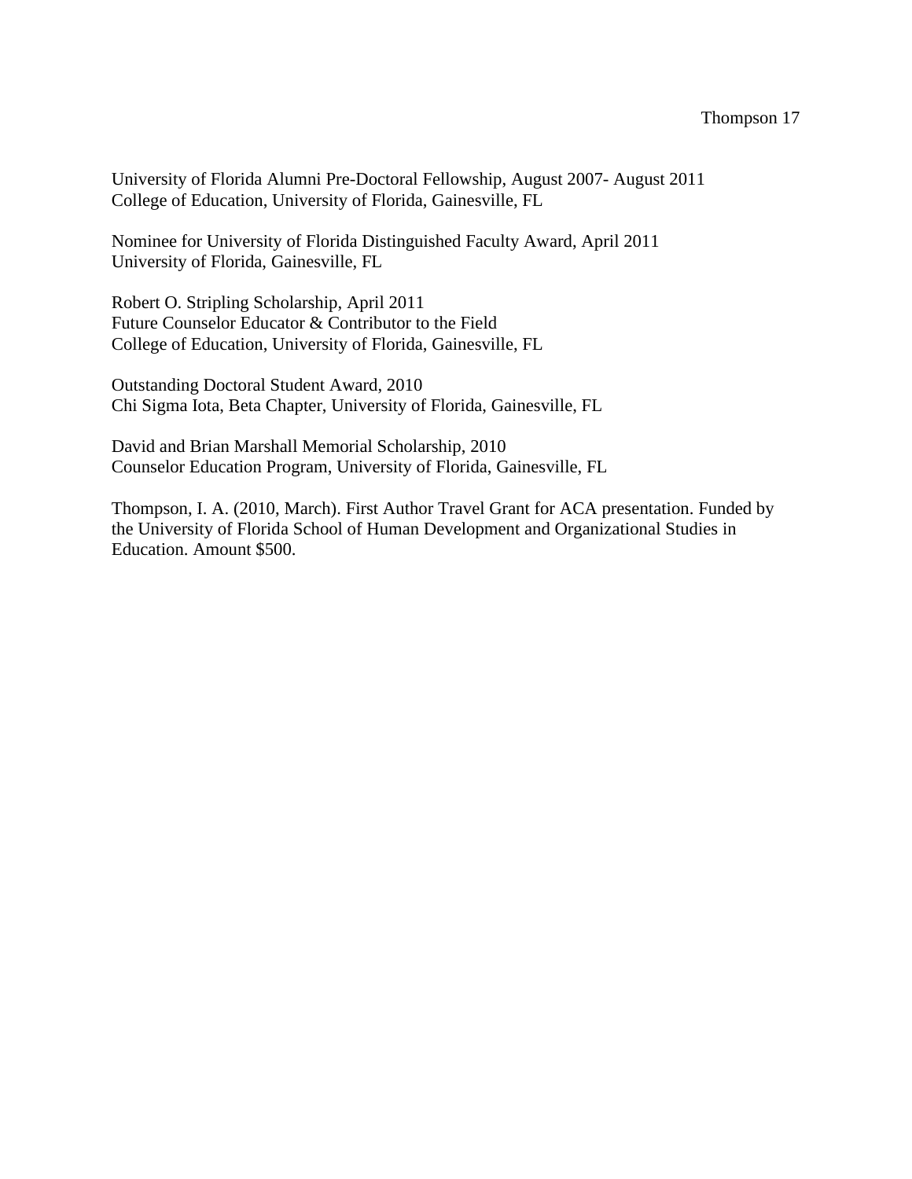University of Florida Alumni Pre-Doctoral Fellowship, August 2007- August 2011
College of Education, University of Florida, Gainesville, FL

Nominee for University of Florida Distinguished Faculty Award, April 2011
University of Florida, Gainesville, FL

Robert O. Stripling Scholarship, April 2011
Future Counselor Educator & Contributor to the Field
College of Education, University of Florida, Gainesville, FL

Outstanding Doctoral Student Award, 2010
Chi Sigma Iota, Beta Chapter, University of Florida, Gainesville, FL

David and Brian Marshall Memorial Scholarship, 2010
Counselor Education Program, University of Florida, Gainesville, FL

Thompson, I. A. (2010, March). First Author Travel Grant for ACA presentation. Funded by the University of Florida School of Human Development and Organizational Studies in Education. Amount $500.